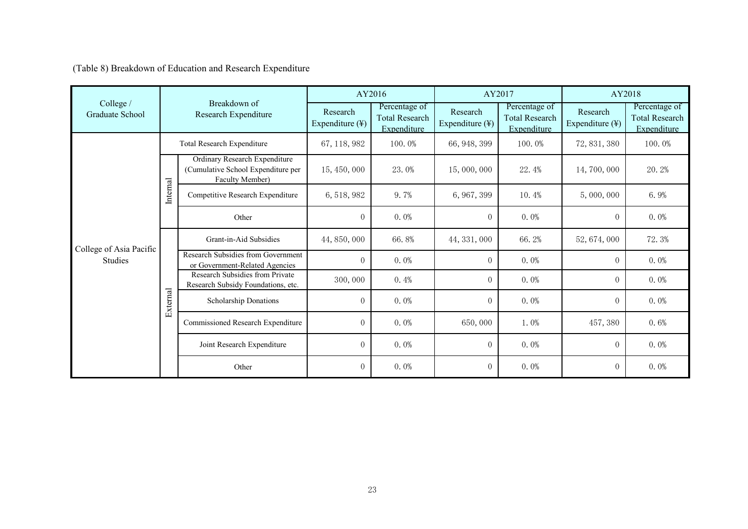(Table 8) Breakdown of Education and Research Expenditure

| College / Graduate School | Breakdown of Research Expenditure | | AY2016 | | AY2017 | | AY2018 | |
|---|---|---|---|---|---|---|---|---|
| | | | Research Expenditure (¥) | Percentage of Total Research Expenditure | Research Expenditure (¥) | Percentage of Total Research Expenditure | Research Expenditure (¥) | Percentage of Total Research Expenditure |
| College of Asia Pacific Studies | Total Research Expenditure | | 67, 118, 982 | 100. 0% | 66, 948, 399 | 100. 0% | 72, 831, 380 | 100. 0% |
| | Internal | Ordinary Research Expenditure (Cumulative School Expenditure per Faculty Member) | 15, 450, 000 | 23. 0% | 15, 000, 000 | 22. 4% | 14, 700, 000 | 20. 2% |
| | | Competitive Research Expenditure | 6, 518, 982 | 9. 7% | 6, 967, 399 | 10. 4% | 5, 000, 000 | 6. 9% |
| | | Other | 0 | 0. 0% | 0 | 0. 0% | 0 | 0. 0% |
| | External | Grant-in-Aid Subsidies | 44, 850, 000 | 66. 8% | 44, 331, 000 | 66. 2% | 52, 674, 000 | 72. 3% |
| | | Research Subsidies from Government or Government-Related Agencies | 0 | 0. 0% | 0 | 0. 0% | 0 | 0. 0% |
| | | Research Subsidies from Private Research Subsidy Foundations, etc. | 300, 000 | 0. 4% | 0 | 0. 0% | 0 | 0. 0% |
| | | Scholarship Donations | 0 | 0. 0% | 0 | 0. 0% | 0 | 0. 0% |
| | | Commissioned Research Expenditure | 0 | 0. 0% | 650, 000 | 1. 0% | 457, 380 | 0. 6% |
| | | Joint Research Expenditure | 0 | 0. 0% | 0 | 0. 0% | 0 | 0. 0% |
| | | Other | 0 | 0. 0% | 0 | 0. 0% | 0 | 0. 0% |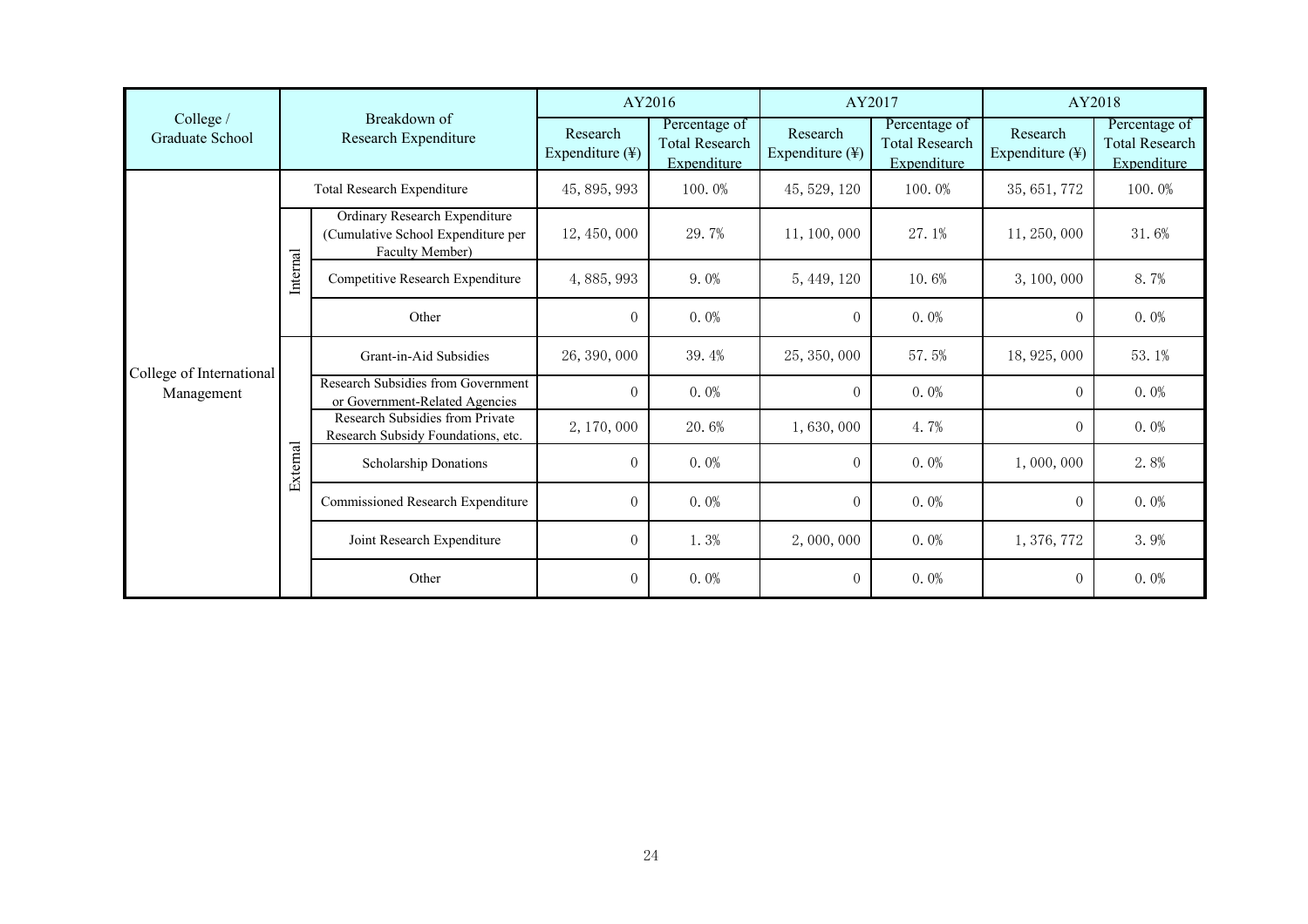| College / Graduate School | Breakdown of Research Expenditure | | AY2016 | | AY2017 | | AY2018 | |
|---|---|---|---|---|---|---|---|---|
| | | | Research Expenditure (¥) | Percentage of Total Research Expenditure | Research Expenditure (¥) | Percentage of Total Research Expenditure | Research Expenditure (¥) | Percentage of Total Research Expenditure |
| College of International Management | Total Research Expenditure | | 45, 895, 993 | 100. 0% | 45, 529, 120 | 100. 0% | 35, 651, 772 | 100. 0% |
| | Internal | Ordinary Research Expenditure (Cumulative School Expenditure per Faculty Member) | 12, 450, 000 | 29. 7% | 11, 100, 000 | 27. 1% | 11, 250, 000 | 31. 6% |
| | | Competitive Research Expenditure | 4, 885, 993 | 9. 0% | 5, 449, 120 | 10. 6% | 3, 100, 000 | 8. 7% |
| | | Other | 0 | 0. 0% | 0 | 0. 0% | 0 | 0. 0% |
| | External | Grant-in-Aid Subsidies | 26, 390, 000 | 39. 4% | 25, 350, 000 | 57. 5% | 18, 925, 000 | 53. 1% |
| | | Research Subsidies from Government or Government-Related Agencies | 0 | 0. 0% | 0 | 0. 0% | 0 | 0. 0% |
| | | Research Subsidies from Private Research Subsidy Foundations, etc. | 2, 170, 000 | 20. 6% | 1, 630, 000 | 4. 7% | 0 | 0. 0% |
| | | Scholarship Donations | 0 | 0. 0% | 0 | 0. 0% | 1, 000, 000 | 2. 8% |
| | | Commissioned Research Expenditure | 0 | 0. 0% | 0 | 0. 0% | 0 | 0. 0% |
| | | Joint Research Expenditure | 0 | 1. 3% | 2, 000, 000 | 0. 0% | 1, 376, 772 | 3. 9% |
| | | Other | 0 | 0. 0% | 0 | 0. 0% | 0 | 0. 0% |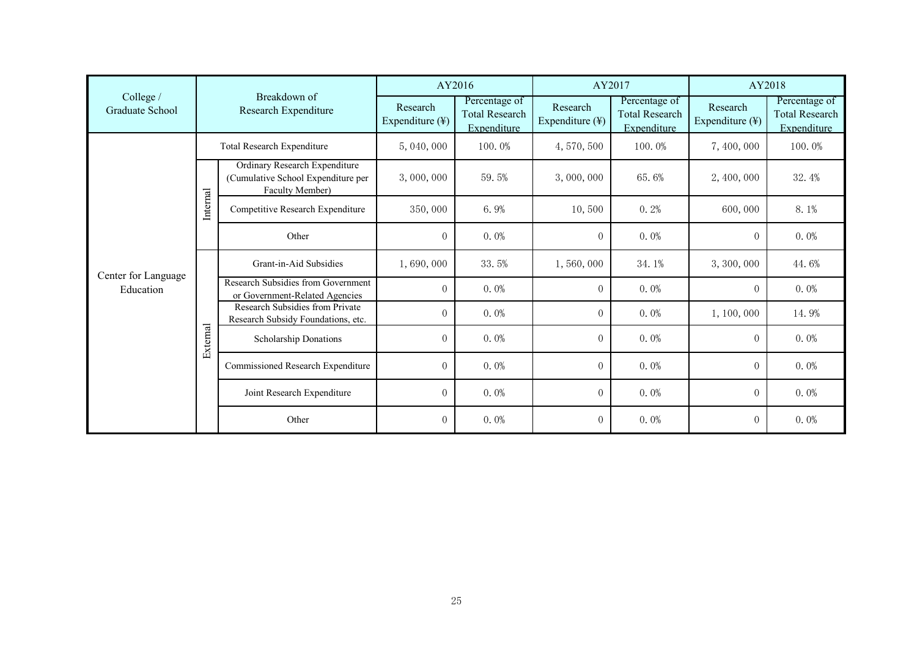| College / Graduate School | Breakdown of Research Expenditure | | AY2016 | | AY2017 | | AY2018 | |
|---|---|---|---|---|---|---|---|---|
| | | | Research Expenditure (¥) | Percentage of Total Research Expenditure | Research Expenditure (¥) | Percentage of Total Research Expenditure | Research Expenditure (¥) | Percentage of Total Research Expenditure |
| Center for Language Education | Total Research Expenditure | | 5, 040, 000 | 100. 0% | 4, 570, 500 | 100. 0% | 7, 400, 000 | 100. 0% |
| | Internal | Ordinary Research Expenditure (Cumulative School Expenditure per Faculty Member) | 3, 000, 000 | 59. 5% | 3, 000, 000 | 65. 6% | 2, 400, 000 | 32. 4% |
| | | Competitive Research Expenditure | 350, 000 | 6. 9% | 10, 500 | 0. 2% | 600, 000 | 8. 1% |
| | | Other | 0 | 0. 0% | 0 | 0. 0% | 0 | 0. 0% |
| | External | Grant-in-Aid Subsidies | 1, 690, 000 | 33. 5% | 1, 560, 000 | 34. 1% | 3, 300, 000 | 44. 6% |
| | | Research Subsidies from Government or Government-Related Agencies | 0 | 0. 0% | 0 | 0. 0% | 0 | 0. 0% |
| | | Research Subsidies from Private Research Subsidy Foundations, etc. | 0 | 0. 0% | 0 | 0. 0% | 1, 100, 000 | 14. 9% |
| | | Scholarship Donations | 0 | 0. 0% | 0 | 0. 0% | 0 | 0. 0% |
| | | Commissioned Research Expenditure | 0 | 0. 0% | 0 | 0. 0% | 0 | 0. 0% |
| | | Joint Research Expenditure | 0 | 0. 0% | 0 | 0. 0% | 0 | 0. 0% |
| | | Other | 0 | 0. 0% | 0 | 0. 0% | 0 | 0. 0% |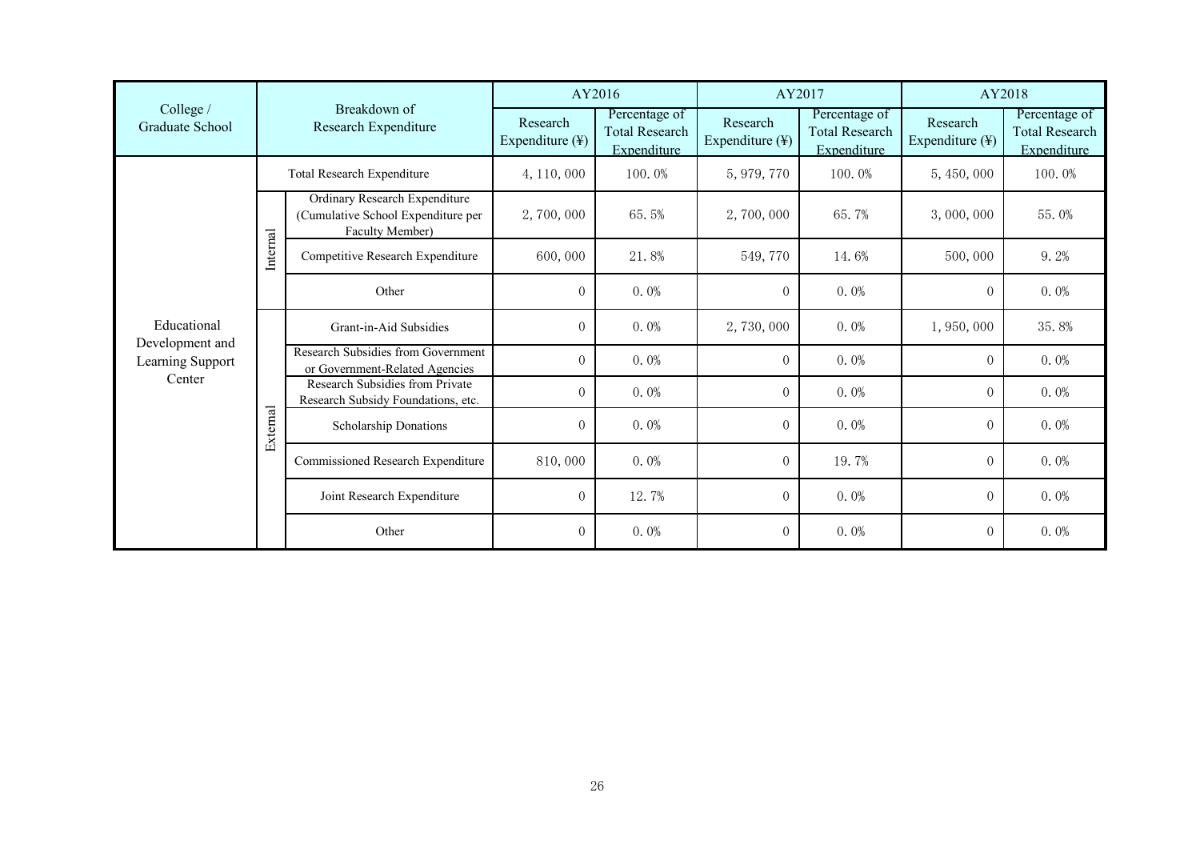| College / Graduate School | Breakdown of Research Expenditure | | AY2016 | | AY2017 | | AY2018 | |
|---|---|---|---|---|---|---|---|---|
| | | | Research Expenditure (¥) | Percentage of Total Research Expenditure | Research Expenditure (¥) | Percentage of Total Research Expenditure | Research Expenditure (¥) | Percentage of Total Research Expenditure |
| Educational Development and Learning Support Center | Total Research Expenditure | | 4, 110, 000 | 100. 0% | 5, 979, 770 | 100. 0% | 5, 450, 000 | 100. 0% |
| | Internal | Ordinary Research Expenditure (Cumulative School Expenditure per Faculty Member) | 2, 700, 000 | 65. 5% | 2, 700, 000 | 65. 7% | 3, 000, 000 | 55. 0% |
| | | Competitive Research Expenditure | 600, 000 | 21. 8% | 549, 770 | 14. 6% | 500, 000 | 9. 2% |
| | | Other | 0 | 0. 0% | 0 | 0. 0% | 0 | 0. 0% |
| | External | Grant-in-Aid Subsidies | 0 | 0. 0% | 2, 730, 000 | 0. 0% | 1, 950, 000 | 35. 8% |
| | | Research Subsidies from Government or Government-Related Agencies | 0 | 0. 0% | 0 | 0. 0% | 0 | 0. 0% |
| | | Research Subsidies from Private Research Subsidy Foundations, etc. | 0 | 0. 0% | 0 | 0. 0% | 0 | 0. 0% |
| | | Scholarship Donations | 0 | 0. 0% | 0 | 0. 0% | 0 | 0. 0% |
| | | Commissioned Research Expenditure | 810, 000 | 0. 0% | 0 | 19. 7% | 0 | 0. 0% |
| | | Joint Research Expenditure | 0 | 12. 7% | 0 | 0. 0% | 0 | 0. 0% |
| | | Other | 0 | 0. 0% | 0 | 0. 0% | 0 | 0. 0% |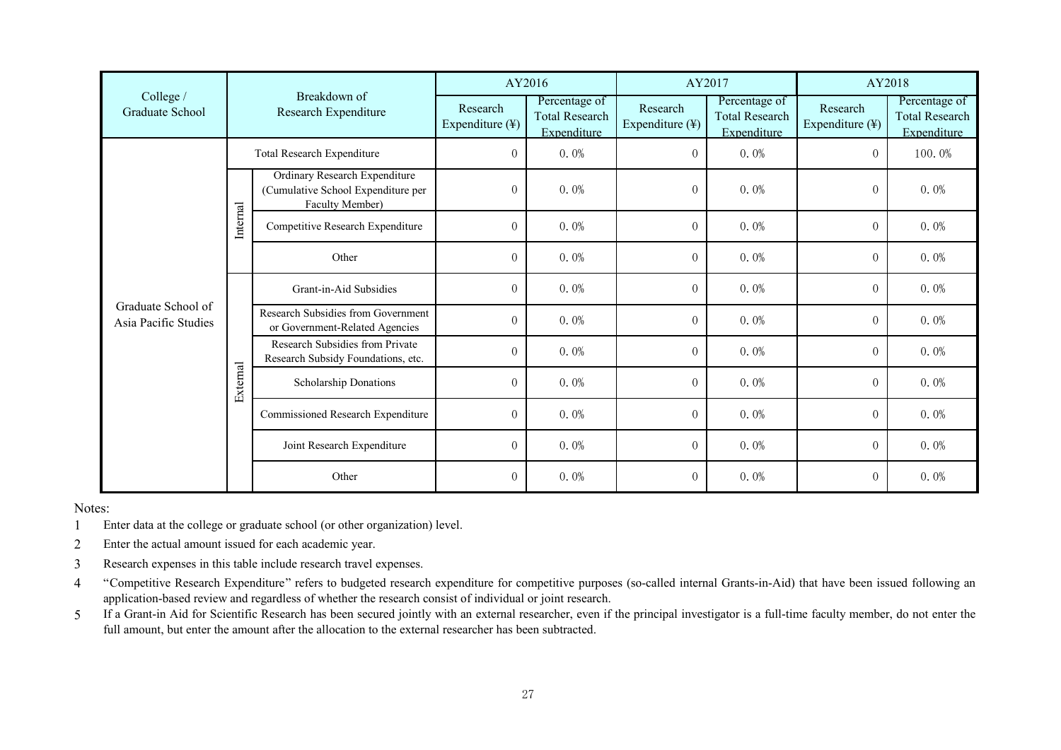| College / Graduate School | Breakdown of Research Expenditure | | AY2016 | | AY2017 | | AY2018 | |
|---|---|---|---|---|---|---|---|---|
| | | | Research Expenditure (¥) | Percentage of Total Research Expenditure | Research Expenditure (¥) | Percentage of Total Research Expenditure | Research Expenditure (¥) | Percentage of Total Research Expenditure |
| Graduate School of Asia Pacific Studies | Total Research Expenditure | | 0 | 0.0% | 0 | 0.0% | 0 | 100.0% |
| | Internal | Ordinary Research Expenditure (Cumulative School Expenditure per Faculty Member) | 0 | 0.0% | 0 | 0.0% | 0 | 0.0% |
| | | Competitive Research Expenditure | 0 | 0.0% | 0 | 0.0% | 0 | 0.0% |
| | | Other | 0 | 0.0% | 0 | 0.0% | 0 | 0.0% |
| | External | Grant-in-Aid Subsidies | 0 | 0.0% | 0 | 0.0% | 0 | 0.0% |
| | | Research Subsidies from Government or Government-Related Agencies | 0 | 0.0% | 0 | 0.0% | 0 | 0.0% |
| | | Research Subsidies from Private Research Subsidy Foundations, etc. | 0 | 0.0% | 0 | 0.0% | 0 | 0.0% |
| | | Scholarship Donations | 0 | 0.0% | 0 | 0.0% | 0 | 0.0% |
| | | Commissioned Research Expenditure | 0 | 0.0% | 0 | 0.0% | 0 | 0.0% |
| | | Joint Research Expenditure | 0 | 0.0% | 0 | 0.0% | 0 | 0.0% |
| | | Other | 0 | 0.0% | 0 | 0.0% | 0 | 0.0% |

Notes:

1. Enter data at the college or graduate school (or other organization) level.
2. Enter the actual amount issued for each academic year.
3. Research expenses in this table include research travel expenses.
4. "Competitive Research Expenditure" refers to budgeted research expenditure for competitive purposes (so-called internal Grants-in-Aid) that have been issued following an application-based review and regardless of whether the research consist of individual or joint research.
5. If a Grant-in Aid for Scientific Research has been secured jointly with an external researcher, even if the principal investigator is a full-time faculty member, do not enter the full amount, but enter the amount after the allocation to the external researcher has been subtracted.